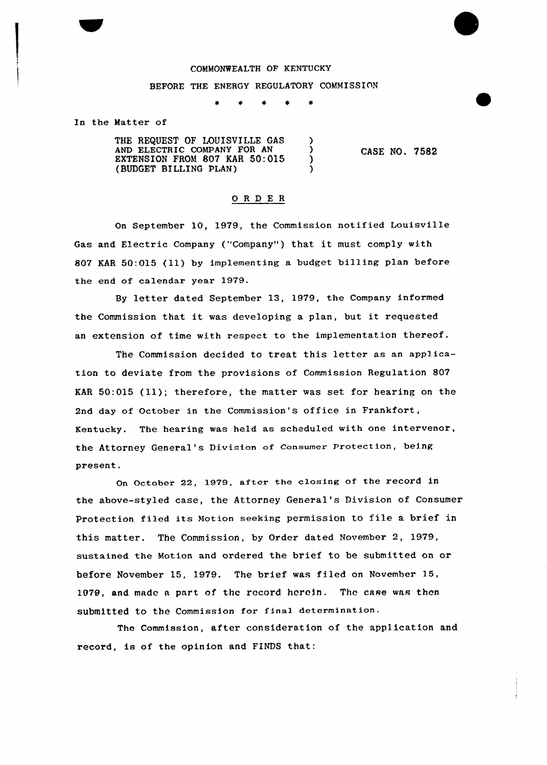COMMONWEALTH OF KENTUCKY

BEFORE THE ENERGY REGULATORY COMMISSION

\* \* \* \* \*

In the Matter of

| | | |
|---|---|---|
| THE REQUEST OF LOUISVILLE GAS AND ELECTRIC COMPANY FOR AN EXTENSION FROM 807 KAR 50:015 (BUDGET BILLING PLAN) | ) ) ) ) | CASE NO. 7582 |

## O R D E R

On September 10, 1979, the Commission notified Louisville Gas and Electric Company ("Company") that it must comply with 807 KAR 50:015 (11) by implementing a budget billing plan before the end of calendar year 1979.

By letter dated September 13, 1979, the Company informed the Commission that it was developing a plan, but it requested an extension of time with respect to the implementation thereof.

The Commission decided to treat this letter as an application to deviate from the provisions of Commission Regulation 807 KAR 50:015 (11); therefore, the matter was set for hearing on the 2nd day of October in the Commission's office in Frankfort, Kentucky. The hearing was held as scheduled with one intervenor, the Attorney General's Division of Consumer Protection, being present.

On October 22, 1979, after the closing of the record in the above-styled case, the Attorney General's Division of Consumer Protection filed its Motion seeking permission to file a brief in this matter. The Commission, by Order dated November 2, 1979, sustained the Motion and ordered the brief to be submitted on or before November 15, 1979. The brief was filed on November 15, 1979, and made a part of the record herein. The case was then submitted to the Commission for final determination.

The Commission, after consideration of the application and record, is of the opinion and FINDS that: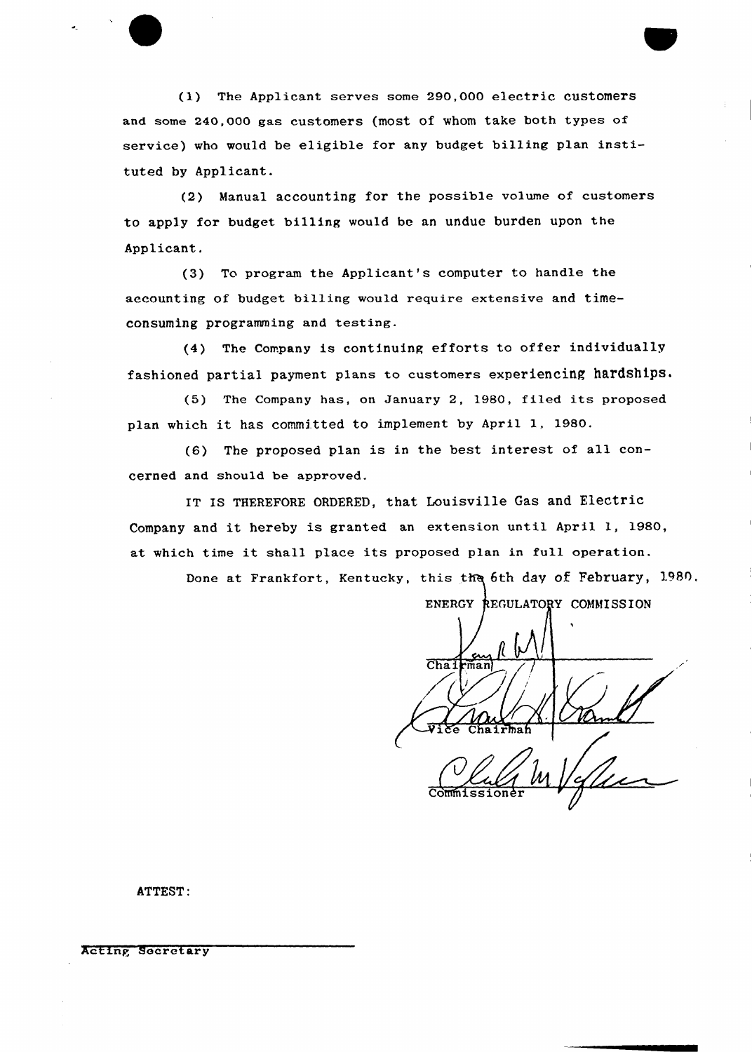(1) The Applicant serves some 290,000 electric customers and some 240,000 gas customers (most of whom take both types of service) who would be eligible for any budget billing plan instituted by Applicant.

(2) Manual accounting for the possible volume of customers to apply for budget billing would be an undue burden upon the Applicant.

(3) To program the Applicant's computer to handle the accounting of budget billing would require extensive and time-consuming programming and testing.

(4) The Company is continuing efforts to offer individually fashioned partial payment plans to customers experiencing hardships.

(5) The Company has, on January 2, 1980, filed its proposed plan which it has committed to implement by April 1, 1980.

(6) The proposed plan is in the best interest of all concerned and should be approved.

IT IS THEREFORE ORDERED, that Louisville Gas and Electric Company and it hereby is granted an extension until April 1, 1980, at which time it shall place its proposed plan in full operation.

Done at Frankfort, Kentucky, this the 6th day of February, 1980.

ENERGY REGULATORY COMMISSION

Chairman

Vice Chairman

Commissioner

ATTEST:

Acting Secretary